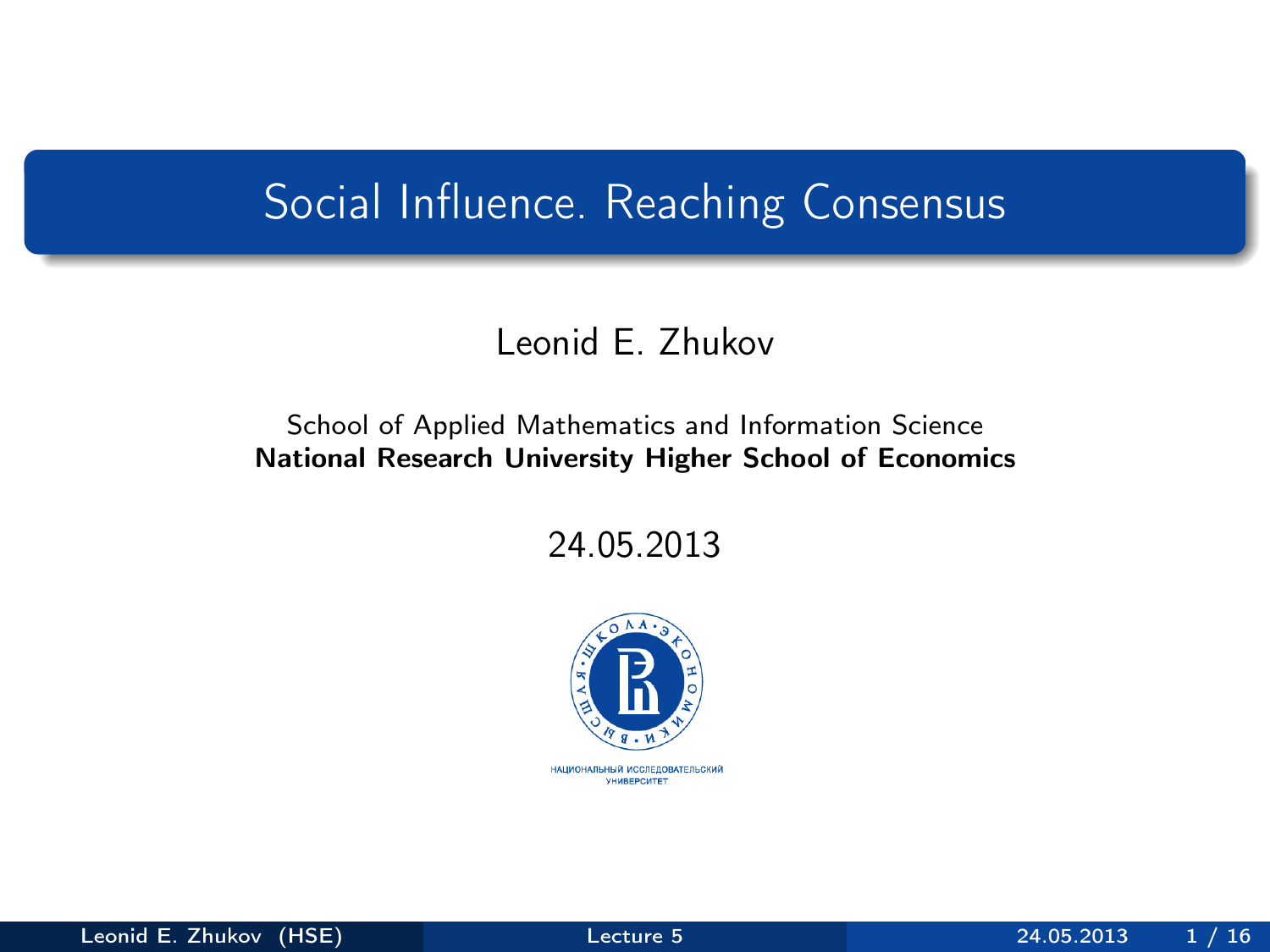# Social Influence. Reaching Consensus

Leonid E. Zhukov

School of Applied Mathematics and Information Science
**National Research University Higher School of Economics**

24.05.2013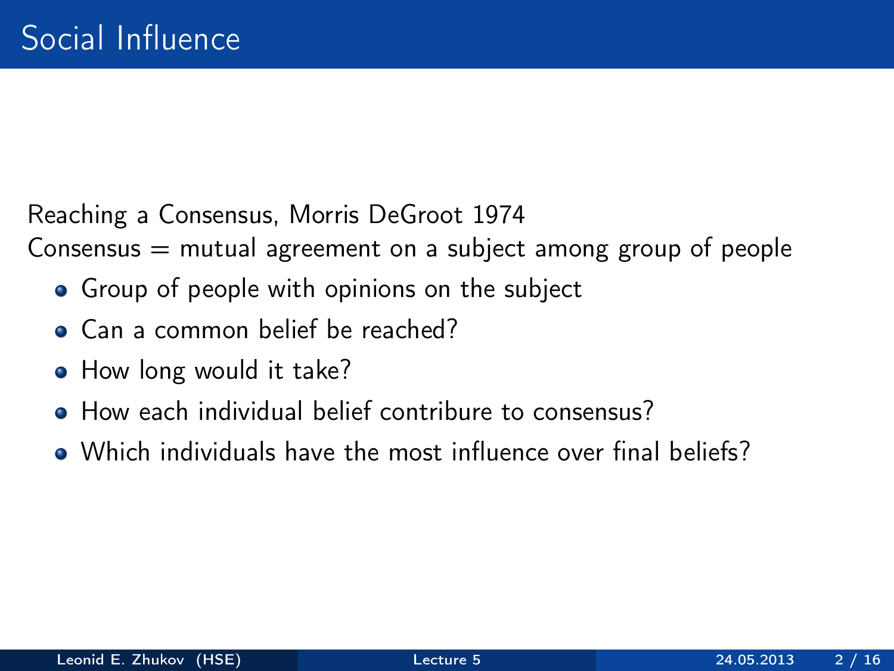# Social Influence

Reaching a Consensus, Morris DeGroot 1974

Consensus = mutual agreement on a subject among group of people

- Group of people with opinions on the subject
- Can a common belief be reached?
- How long would it take?
- How each individual belief contribure to consensus?
- Which individuals have the most influence over final beliefs?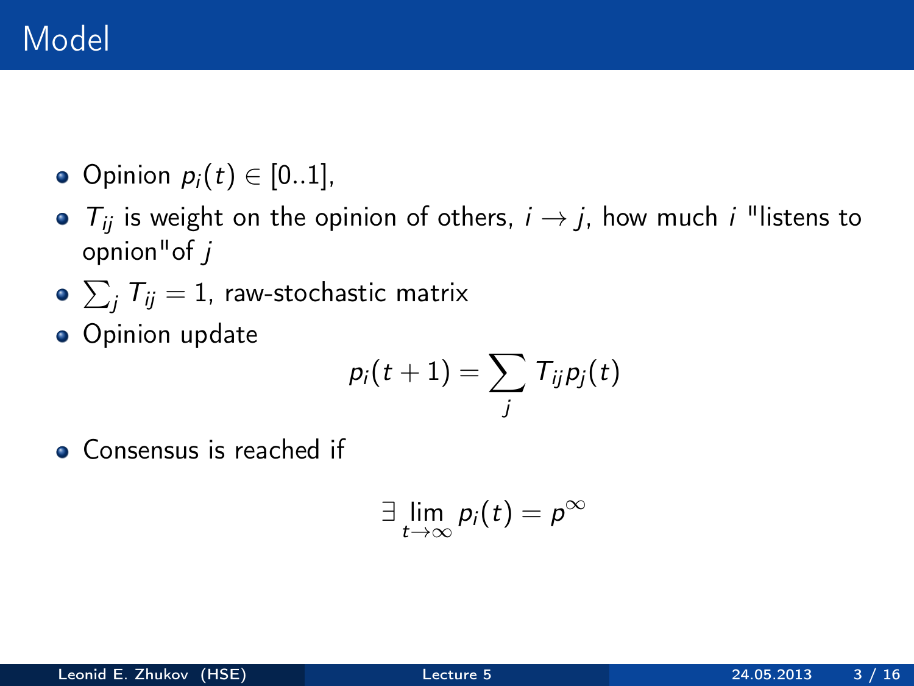# Model

- Opinion $p_i(t) \in [0..1]$,
- $T_{ij}$ is weight on the opinion of others, $i \to j$, how much $i$ "listens to opnion"of $j$
- $\sum_j T_{ij} = 1$, raw-stochastic matrix
- Opinion update

$$p_i(t+1) = \sum_j T_{ij} p_j(t)$$

- Consensus is reached if

$$\exists \lim_{t \to \infty} p_i(t) = p^{\infty}$$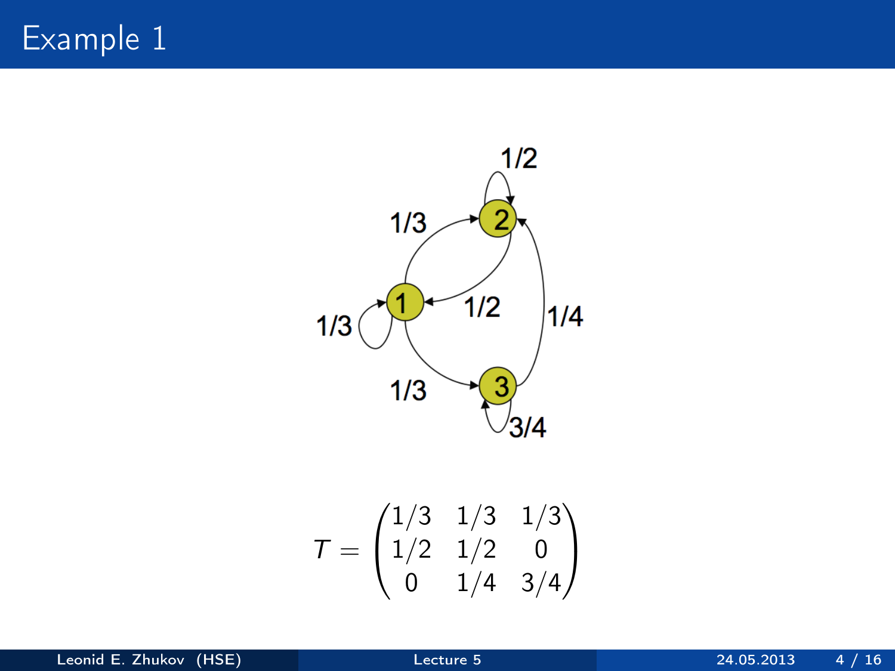# Example 1

1/2

1/3

2

1

1/2

1/4

1/3

1/3

3

3/4

$$T = \begin{pmatrix} 1/3 & 1/3 & 1/3 \\ 1/2 & 1/2 & 0 \\ 0 & 1/4 & 3/4 \end{pmatrix}$$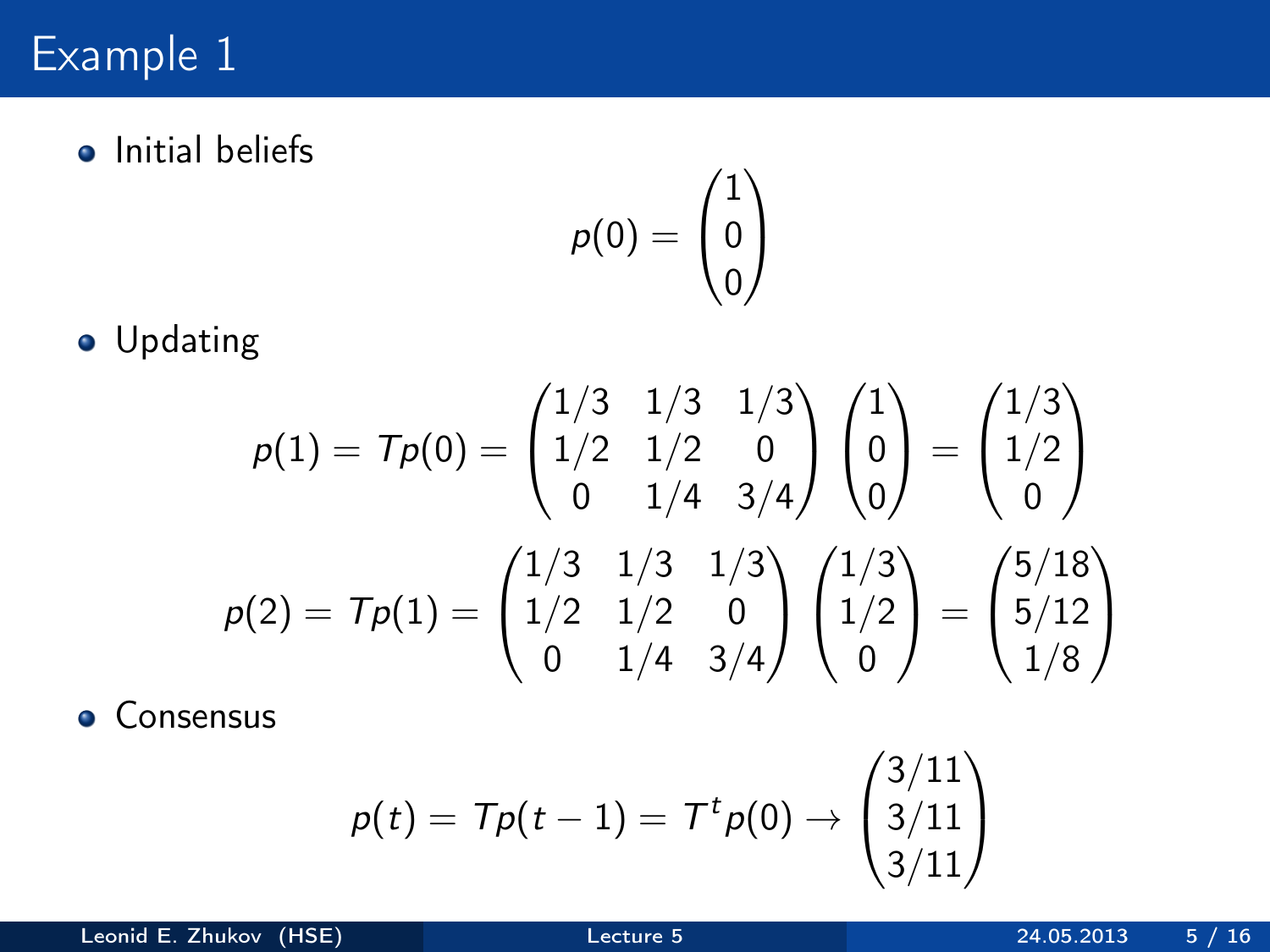# Example 1

- Initial beliefs

$$p(0) = \begin{pmatrix} 1 \\ 0 \\ 0 \end{pmatrix}$$

- Updating

$$p(1) = Tp(0) = \begin{pmatrix} 1/3 & 1/3 & 1/3 \\ 1/2 & 1/2 & 0 \\ 0 & 1/4 & 3/4 \end{pmatrix} \begin{pmatrix} 1 \\ 0 \\ 0 \end{pmatrix} = \begin{pmatrix} 1/3 \\ 1/2 \\ 0 \end{pmatrix}$$

$$p(2) = Tp(1) = \begin{pmatrix} 1/3 & 1/3 & 1/3 \\ 1/2 & 1/2 & 0 \\ 0 & 1/4 & 3/4 \end{pmatrix} \begin{pmatrix} 1/3 \\ 1/2 \\ 0 \end{pmatrix} = \begin{pmatrix} 5/18 \\ 5/12 \\ 1/8 \end{pmatrix}$$

- Consensus

$$p(t) = Tp(t-1) = T^t p(0) \to \begin{pmatrix} 3/11 \\ 3/11 \\ 3/11 \end{pmatrix}$$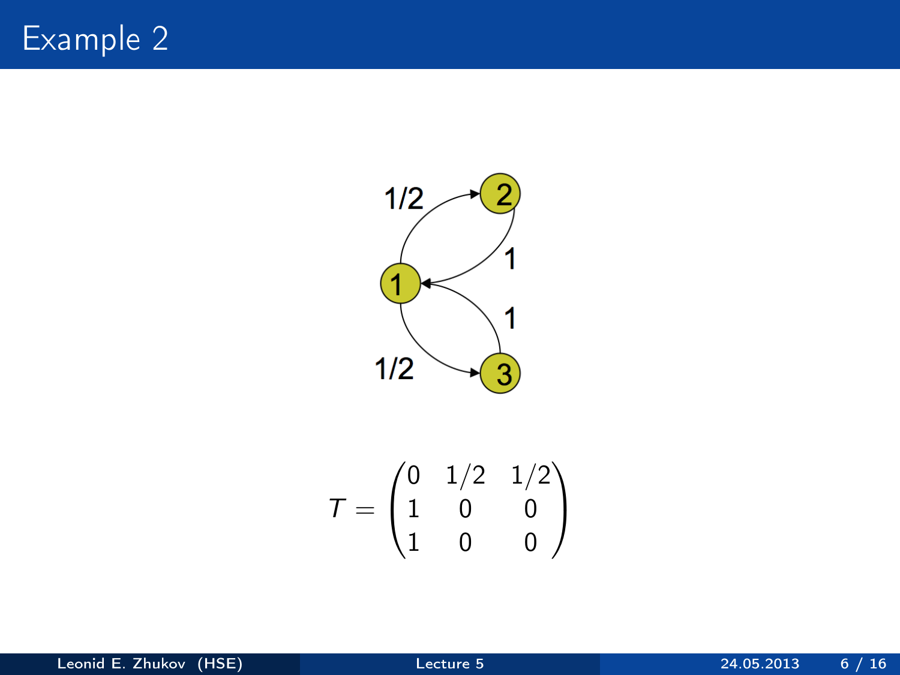# Example 2

1/2

2

1

1

1

1/2

3

$$T = \begin{pmatrix} 0 & 1/2 & 1/2 \\ 1 & 0 & 0 \\ 1 & 0 & 0 \end{pmatrix}$$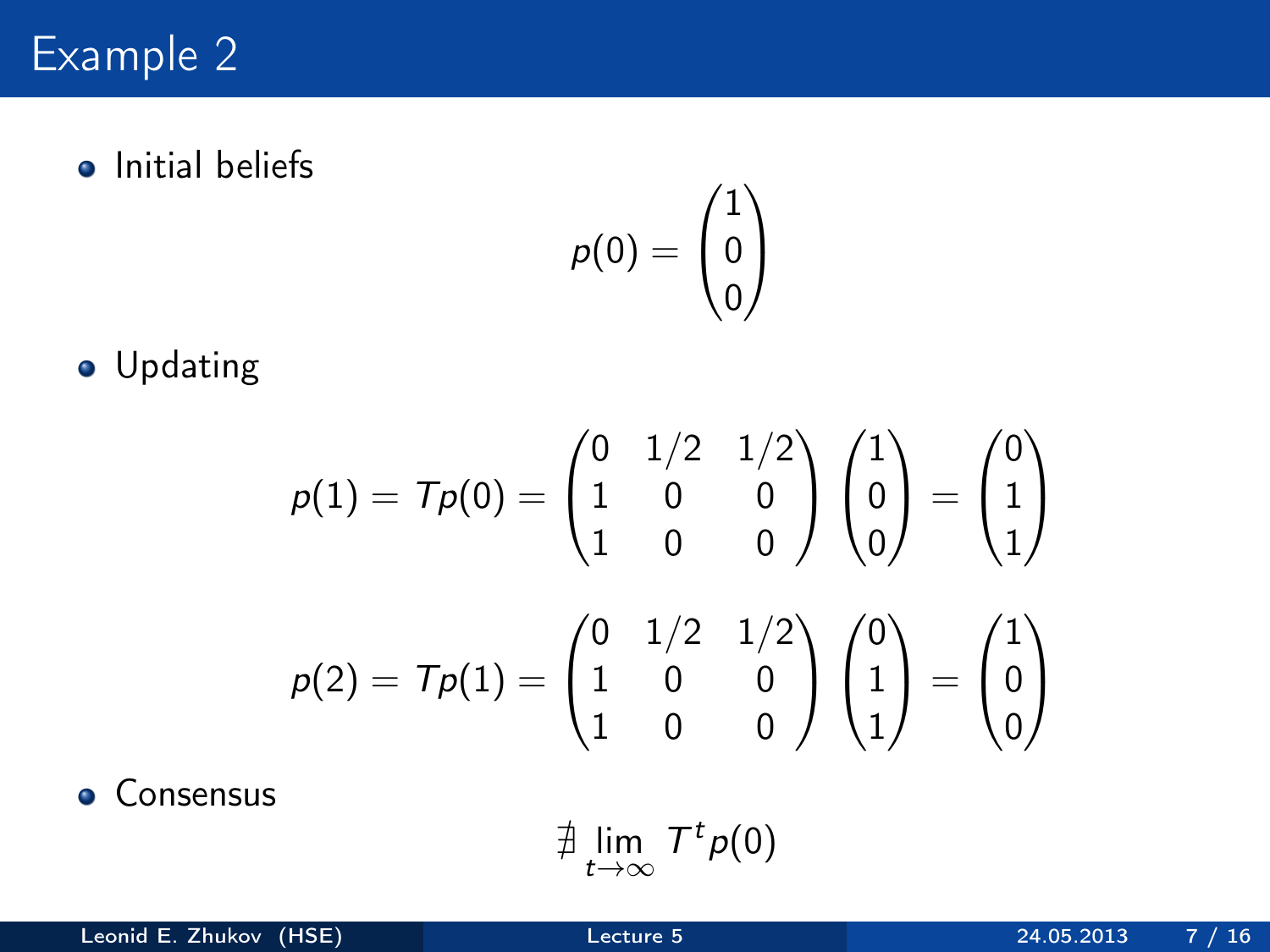# Example 2

- Initial beliefs

$$p(0) = \begin{pmatrix} 1 \\ 0 \\ 0 \end{pmatrix}$$

- Updating

$$p(1) = Tp(0) = \begin{pmatrix} 0 & 1/2 & 1/2 \\ 1 & 0 & 0 \\ 1 & 0 & 0 \end{pmatrix} \begin{pmatrix} 1 \\ 0 \\ 0 \end{pmatrix} = \begin{pmatrix} 0 \\ 1 \\ 1 \end{pmatrix}$$

$$p(2) = Tp(1) = \begin{pmatrix} 0 & 1/2 & 1/2 \\ 1 & 0 & 0 \\ 1 & 0 & 0 \end{pmatrix} \begin{pmatrix} 0 \\ 1 \\ 1 \end{pmatrix} = \begin{pmatrix} 1 \\ 0 \\ 0 \end{pmatrix}$$

- Consensus

$$\nexists \lim_{t \to \infty} T^t p(0)$$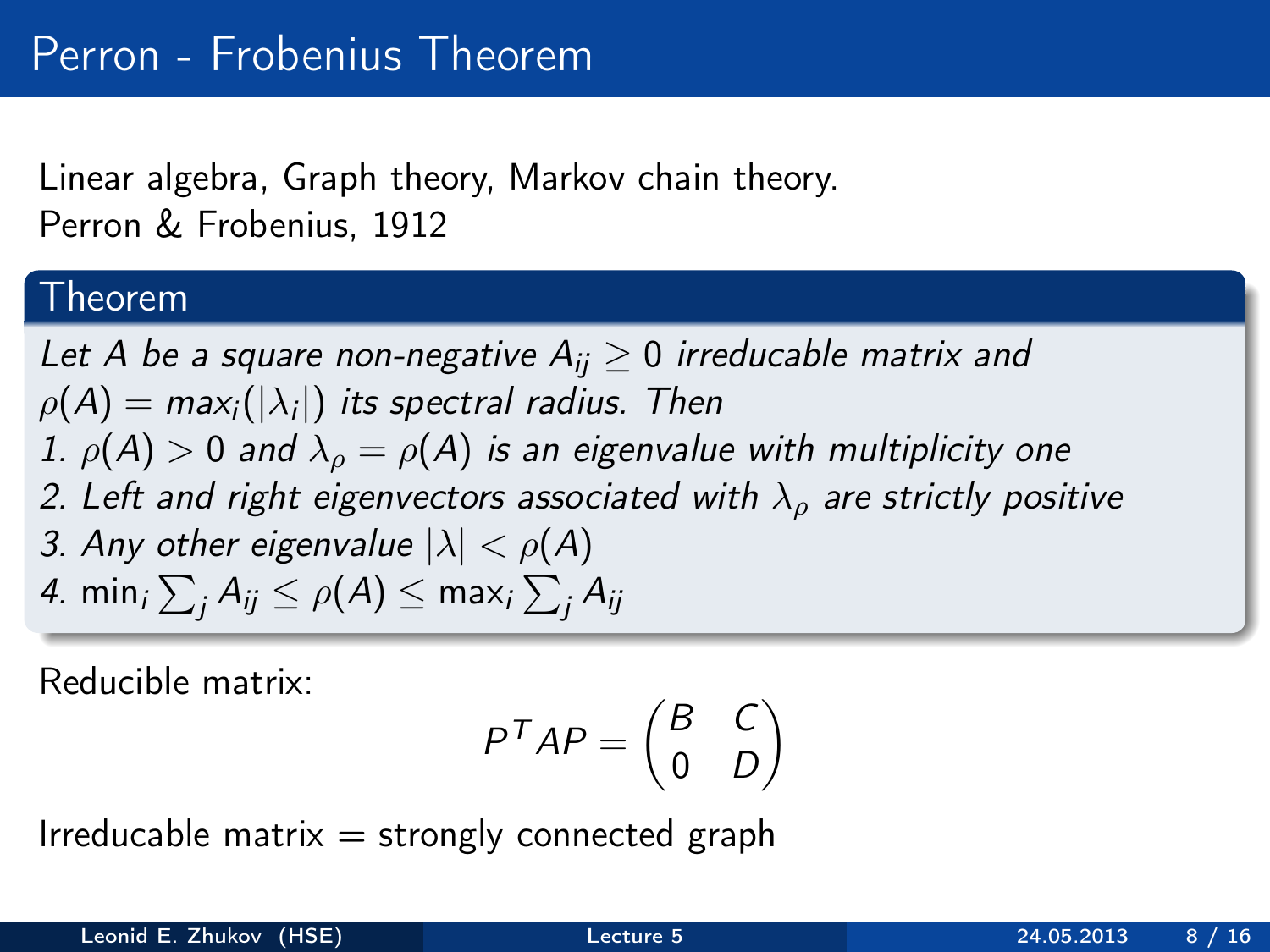# Perron - Frobenius Theorem

Linear algebra, Graph theory, Markov chain theory.
Perron & Frobenius, 1912

**Theorem**

*Let $A$ be a square non-negative $A_{ij} \geq 0$ irreducable matrix and $\rho(A) = max_i(|\lambda_i|)$ its spectral radius. Then*

*1. $\rho(A) > 0$ and $\lambda_\rho = \rho(A)$ is an eigenvalue with multiplicity one*
*2. Left and right eigenvectors associated with $\lambda_\rho$ are strictly positive*
*3. Any other eigenvalue $|\lambda| < \rho(A)$*
*4. $\min_i \sum_j A_{ij} \leq \rho(A) \leq \max_i \sum_j A_{ij}$*

Reducible matrix:

$$P^T A P = \begin{pmatrix} B & C \\ 0 & D \end{pmatrix}$$

Irreducable matrix = strongly connected graph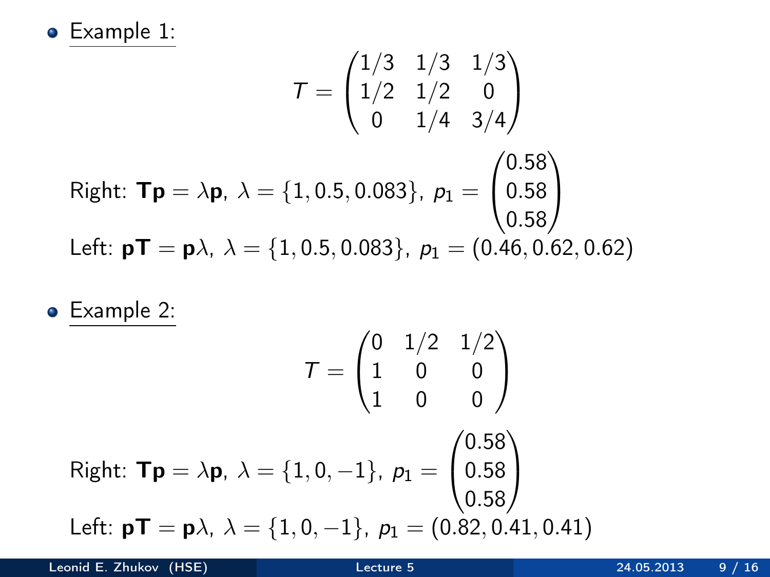- Example 1:

$$T = \begin{pmatrix} 1/3 & 1/3 & 1/3 \\ 1/2 & 1/2 & 0 \\ 0 & 1/4 & 3/4 \end{pmatrix}$$

Right: $\mathbf{Tp} = \lambda \mathbf{p}$, $\lambda = \{1, 0.5, 0.083\}$, $p_1 = \begin{pmatrix} 0.58 \\ 0.58 \\ 0.58 \end{pmatrix}$

Left: $\mathbf{pT} = \mathbf{p}\lambda$, $\lambda = \{1, 0.5, 0.083\}$, $p_1 = (0.46, 0.62, 0.62)$

- Example 2:

$$T = \begin{pmatrix} 0 & 1/2 & 1/2 \\ 1 & 0 & 0 \\ 1 & 0 & 0 \end{pmatrix}$$

Right: $\mathbf{Tp} = \lambda \mathbf{p}$, $\lambda = \{1, 0, -1\}$, $p_1 = \begin{pmatrix} 0.58 \\ 0.58 \\ 0.58 \end{pmatrix}$

Left: $\mathbf{pT} = \mathbf{p}\lambda$, $\lambda = \{1, 0, -1\}$, $p_1 = (0.82, 0.41, 0.41)$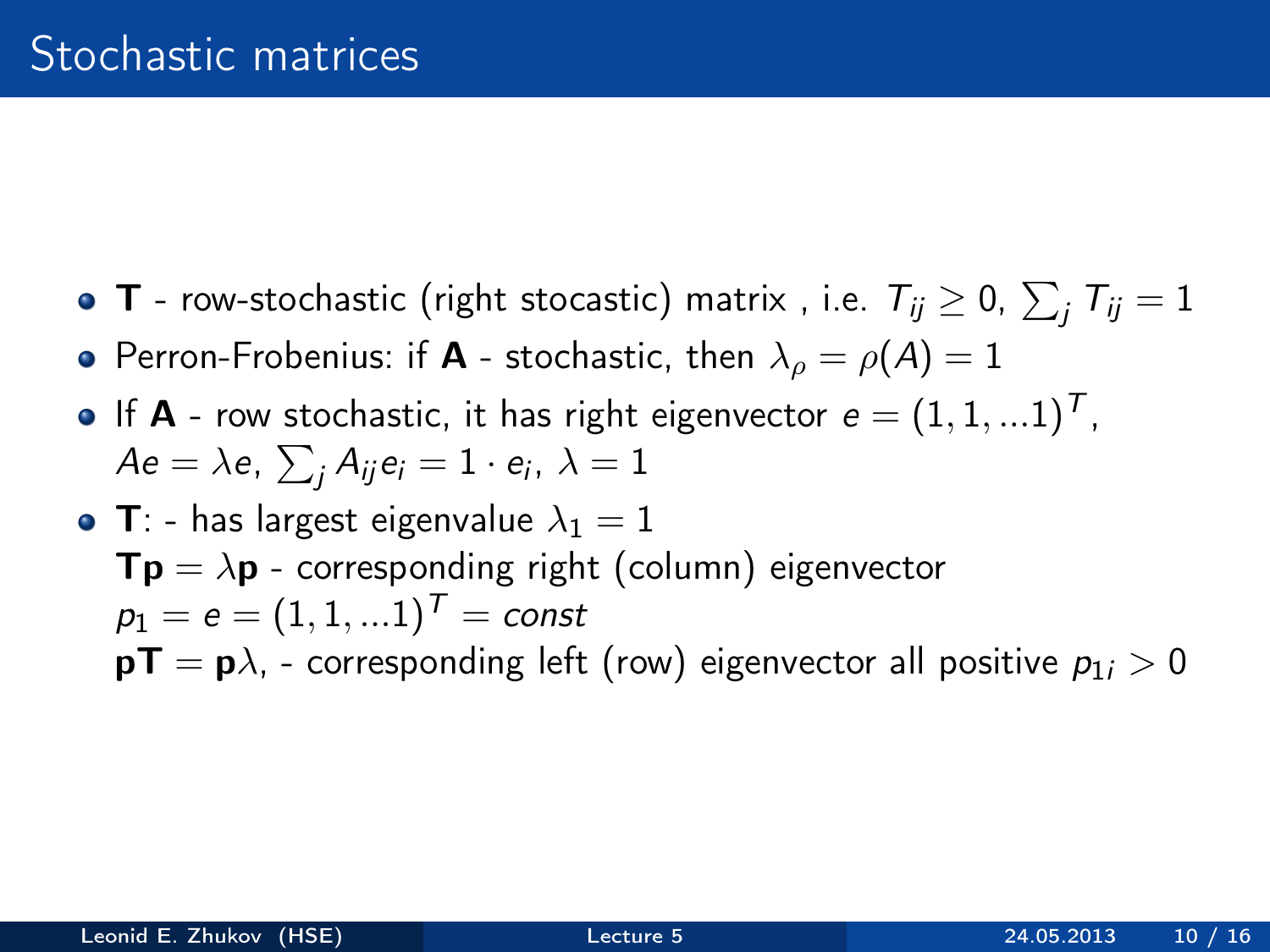# Stochastic matrices

- **T** - row-stochastic (right stocastic) matrix , i.e. $T_{ij} \geq 0$, $\sum_j T_{ij} = 1$
- Perron-Frobenius: if **A** - stochastic, then $\lambda_\rho = \rho(A) = 1$
- If **A** - row stochastic, it has right eigenvector $e = (1, 1, ...1)^T$,
  $Ae = \lambda e$, $\sum_j A_{ij} e_i = 1 \cdot e_i$, $\lambda = 1$
- **T**: - has largest eigenvalue $\lambda_1 = 1$
  $\mathbf{Tp} = \lambda \mathbf{p}$ - corresponding right (column) eigenvector
  $p_1 = e = (1, 1, ...1)^T = const$
  $\mathbf{pT} = \mathbf{p}\lambda$, - corresponding left (row) eigenvector all positive $p_{1i} > 0$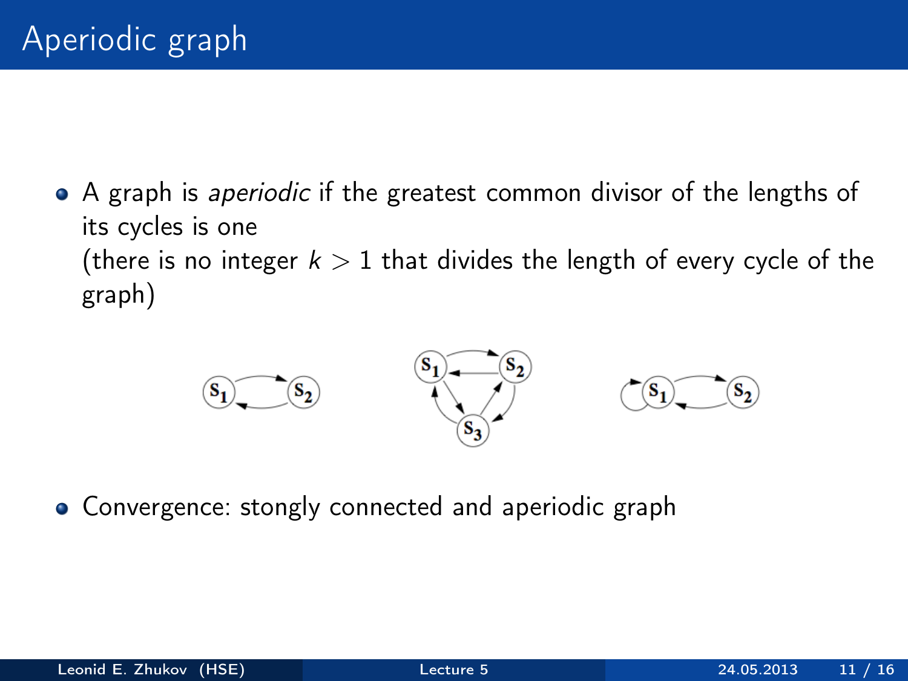# Aperiodic graph

- A graph is *aperiodic* if the greatest common divisor of the lengths of its cycles is one
  (there is no integer $k > 1$ that divides the length of every cycle of the graph)

$S_1$ $S_2$

$S_1$ $S_2$ $S_3$

$S_1$ $S_2$

- Convergence: stongly connected and aperiodic graph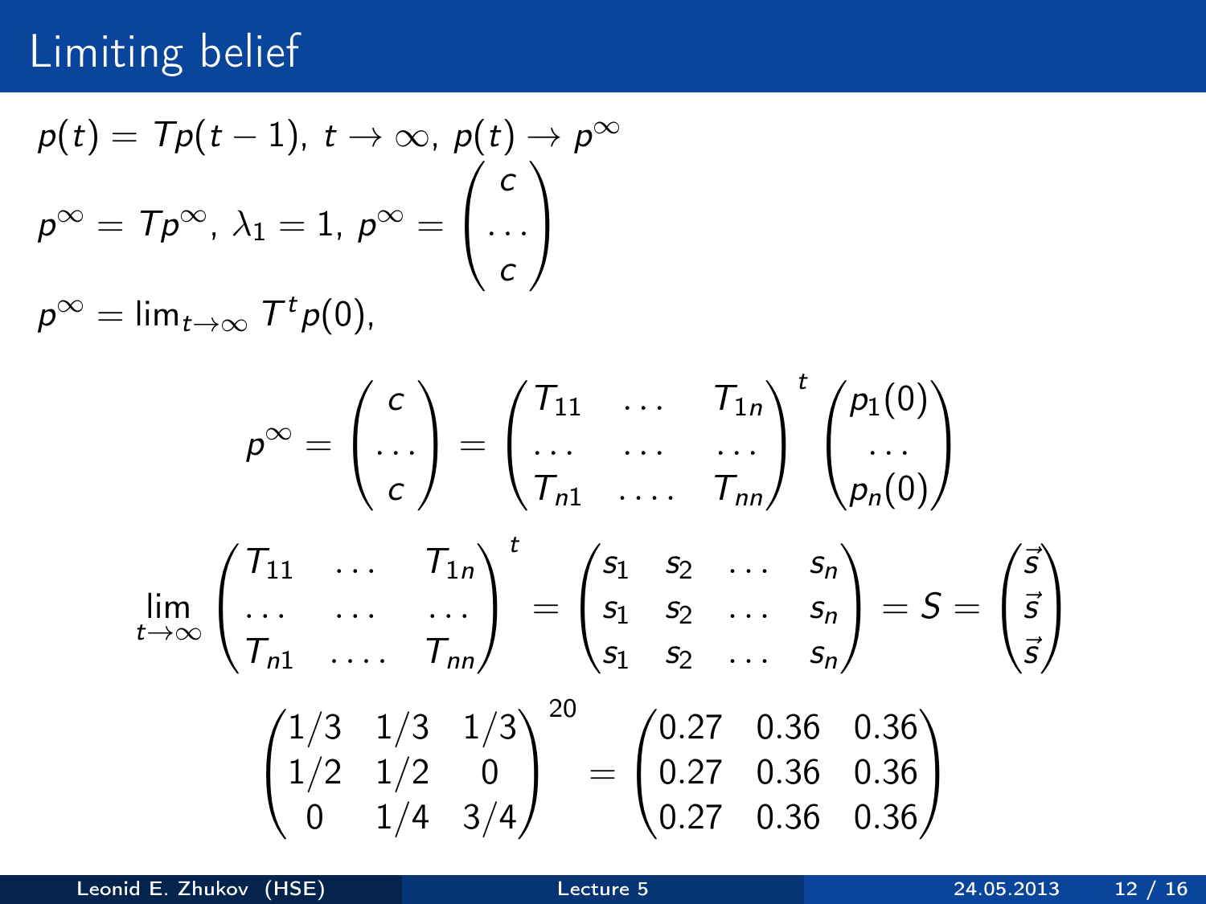# Limiting belief

$p(t) = Tp(t-1)$, $t \to \infty$, $p(t) \to p^{\infty}$

$p^{\infty} = Tp^{\infty}$, $\lambda_1 = 1$, $p^{\infty} = \begin{pmatrix} c \\ \dots \\ c \end{pmatrix}$

$p^{\infty} = \lim_{t\to\infty} T^t p(0)$,

$$p^{\infty} = \begin{pmatrix} c \\ \dots \\ c \end{pmatrix} = \begin{pmatrix} T_{11} & \dots & T_{1n} \\ \dots & \dots & \dots \\ T_{n1} & \dots. & T_{nn} \end{pmatrix}^t \begin{pmatrix} p_1(0) \\ \dots \\ p_n(0) \end{pmatrix}$$

$$\lim_{t\to\infty} \begin{pmatrix} T_{11} & \dots & T_{1n} \\ \dots & \dots & \dots \\ T_{n1} & \dots. & T_{nn} \end{pmatrix}^t = \begin{pmatrix} s_1 & s_2 & \dots & s_n \\ s_1 & s_2 & \dots & s_n \\ s_1 & s_2 & \dots & s_n \end{pmatrix} = S = \begin{pmatrix} \vec{s} \\ \vec{s} \\ \vec{s} \end{pmatrix}$$

$$\begin{pmatrix} 1/3 & 1/3 & 1/3 \\ 1/2 & 1/2 & 0 \\ 0 & 1/4 & 3/4 \end{pmatrix}^{20} = \begin{pmatrix} 0.27 & 0.36 & 0.36 \\ 0.27 & 0.36 & 0.36 \\ 0.27 & 0.36 & 0.36 \end{pmatrix}$$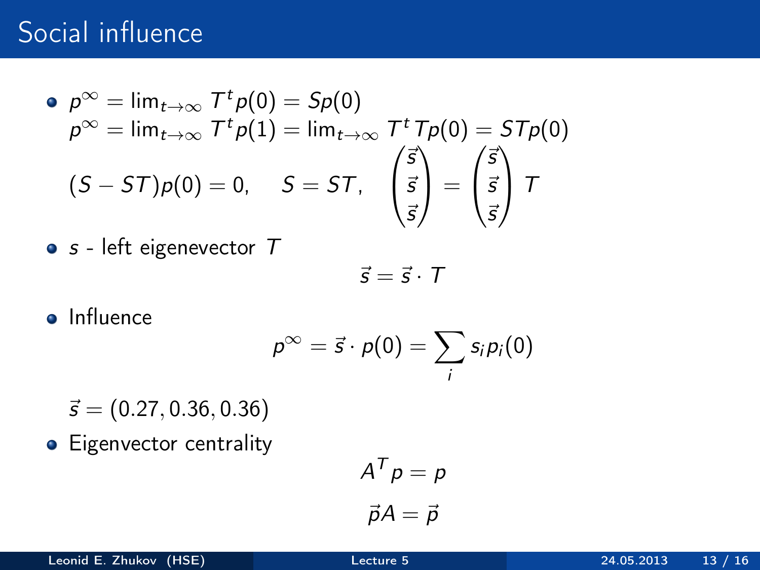# Social influence

- $p^{\infty} = \lim_{t\to\infty} T^t p(0) = Sp(0)$
  $p^{\infty} = \lim_{t\to\infty} T^t p(1) = \lim_{t\to\infty} T^t T p(0) = STp(0)$
  $$(S - ST)p(0) = 0, \quad S = ST, \quad \begin{pmatrix} \vec{s} \\ \vec{s} \\ \vec{s} \end{pmatrix} = \begin{pmatrix} \vec{s} \\ \vec{s} \\ \vec{s} \end{pmatrix} T$$

- $s$ - left eigenevector $T$

$$\vec{s} = \vec{s} \cdot T$$

- Influence

$$p^{\infty} = \vec{s} \cdot p(0) = \sum_i s_i p_i(0)$$

$\vec{s} = (0.27, 0.36, 0.36)$

- Eigenvector centrality

$$A^T p = p$$

$$\vec{p}A = \vec{p}$$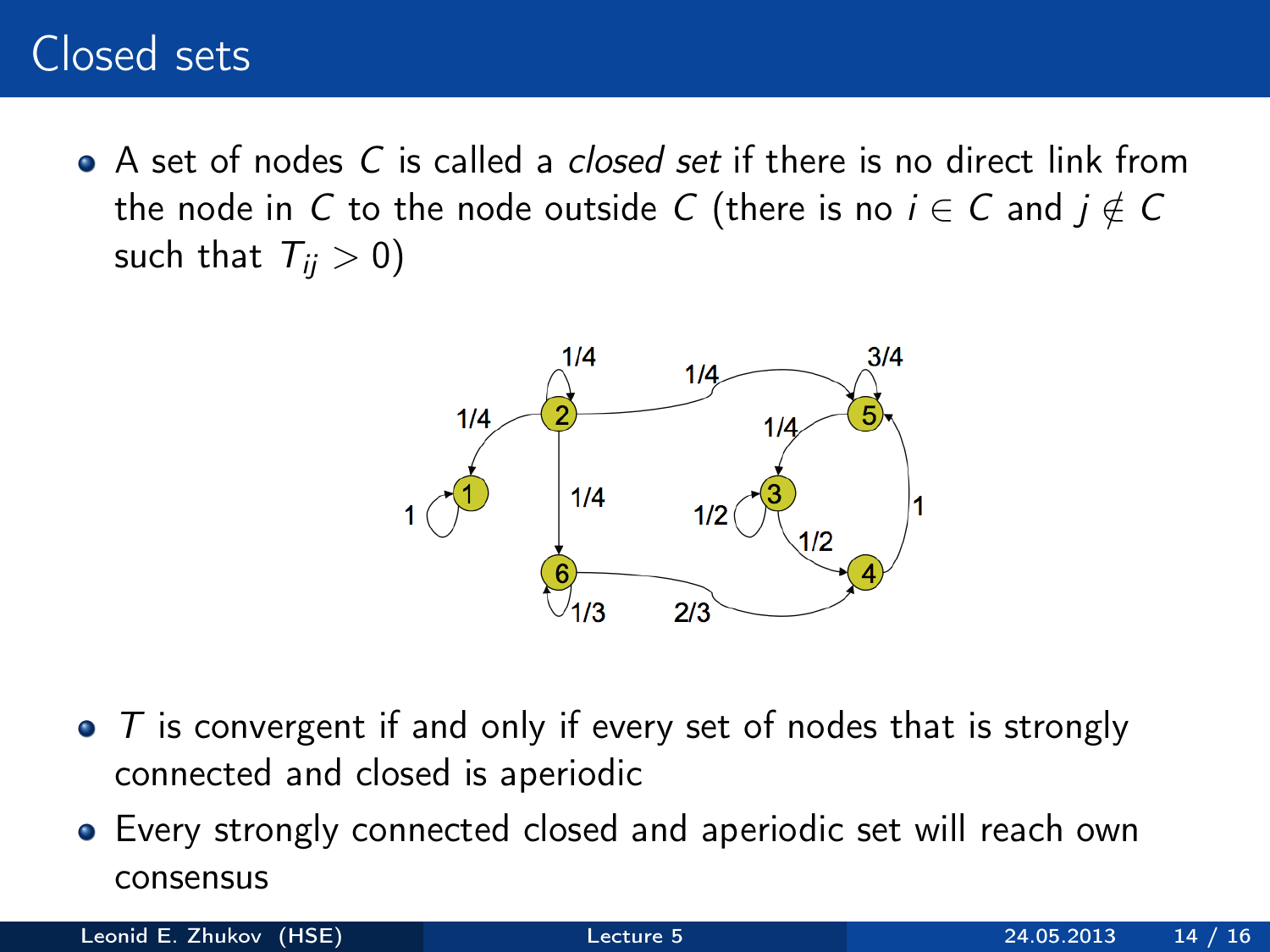# Closed sets

- A set of nodes $C$ is called a *closed set* if there is no direct link from the node in $C$ to the node outside $C$ (there is no $i \in C$ and $j \notin C$ such that $T_{ij} > 0$)

1/4
1/4
3/4
1/4
2
5
1/4
1
1/4
3
1
1
1/2
1/2
6
4
1/3
2/3

- $T$ is convergent if and only if every set of nodes that is strongly connected and closed is aperiodic
- Every strongly connected closed and aperiodic set will reach own consensus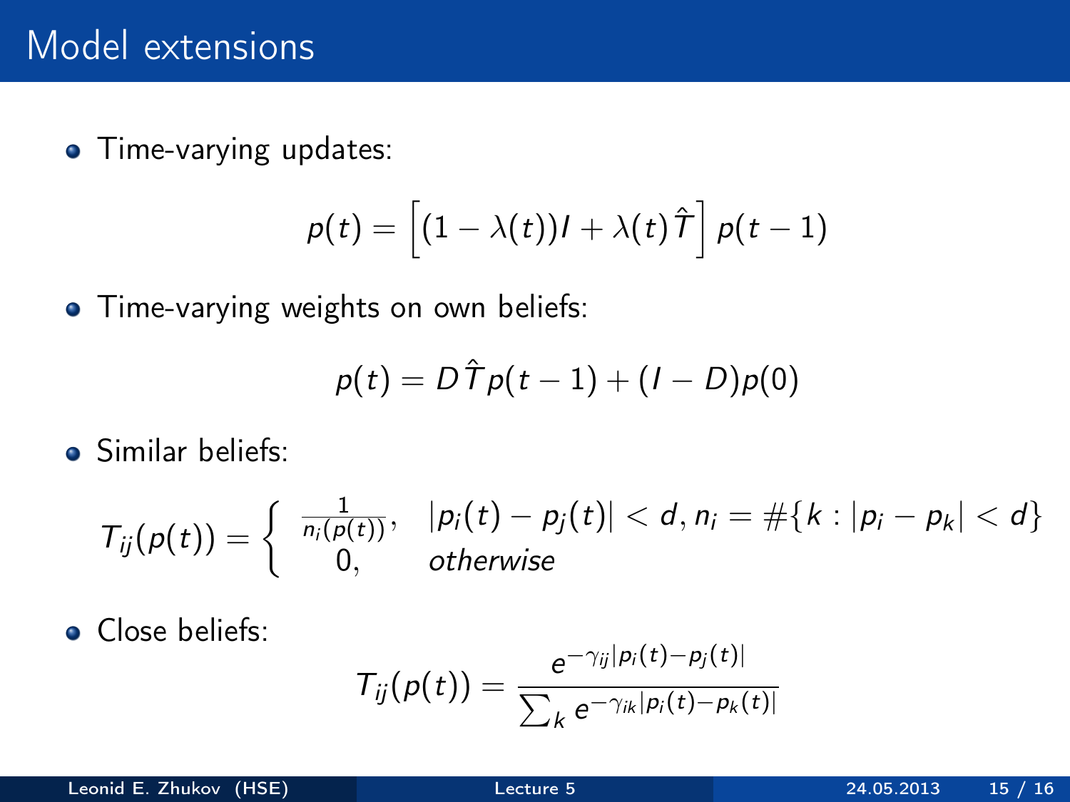# Model extensions

- Time-varying updates:

$$p(t) = \left[(1 - \lambda(t))I + \lambda(t)\hat{T}\right] p(t-1)$$

- Time-varying weights on own beliefs:

$$p(t) = D\hat{T}p(t-1) + (I - D)p(0)$$

- Similar beliefs:

$$T_{ij}(p(t)) = \begin{cases} \frac{1}{n_i(p(t))}, & |p_i(t) - p_j(t)| < d, n_i = \#\{k : |p_i - p_k| < d\} \\ 0, & \textit{otherwise} \end{cases}$$

- Close beliefs:

$$T_{ij}(p(t)) = \frac{e^{-\gamma_{ij}|p_i(t) - p_j(t)|}}{\sum_k e^{-\gamma_{ik}|p_i(t) - p_k(t)|}}$$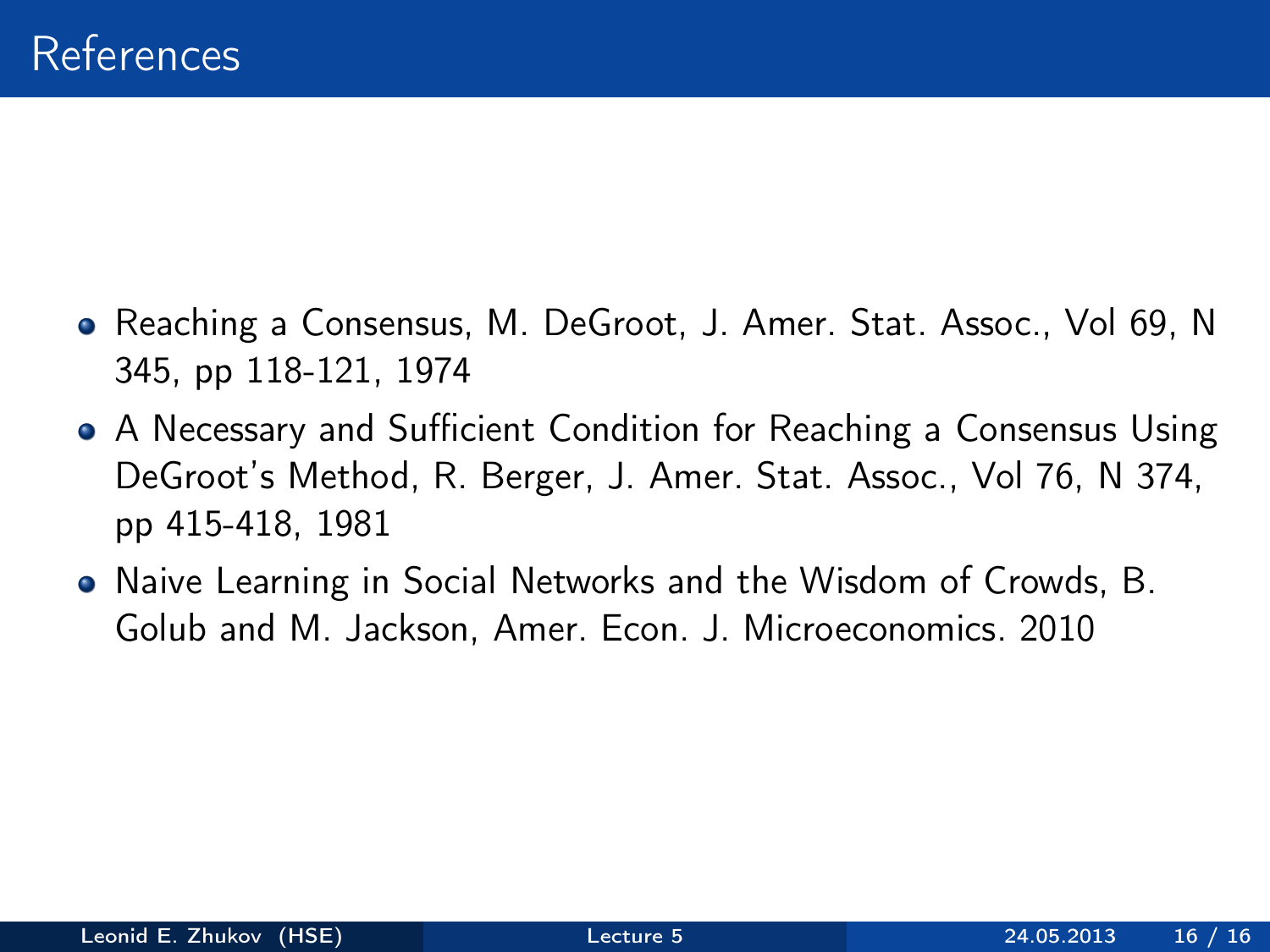# References

- Reaching a Consensus, M. DeGroot, J. Amer. Stat. Assoc., Vol 69, N 345, pp 118-121, 1974
- A Necessary and Sufficient Condition for Reaching a Consensus Using DeGroot's Method, R. Berger, J. Amer. Stat. Assoc., Vol 76, N 374, pp 415-418, 1981
- Naive Learning in Social Networks and the Wisdom of Crowds, B. Golub and M. Jackson, Amer. Econ. J. Microeconomics. 2010